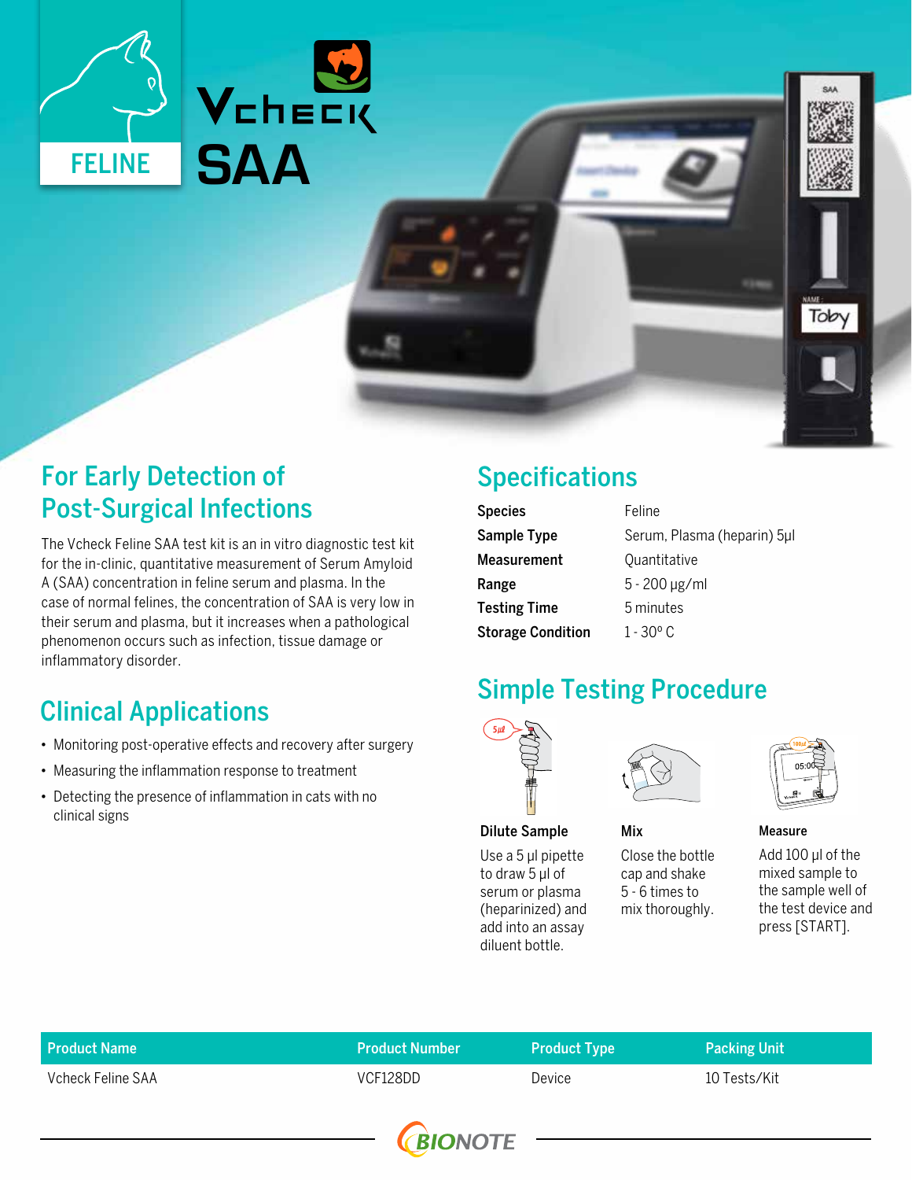FELINE

# Vcheck SAA

## For Early Detection of Post-Surgical Infections

The Vcheck Feline SAA test kit is an in vitro diagnostic test kit for the in-clinic, quantitative measurement of Serum Amyloid A (SAA) concentration in feline serum and plasma. In the case of normal felines, the concentration of SAA is very low in their serum and plasma, but it increases when a pathological phenomenon occurs such as infection, tissue damage or inflammatory disorder.

## Clinical Applications

- Monitoring post-operative effects and recovery after surgery
- Measuring the inflammation response to treatment
- Detecting the presence of inflammation in cats with no clinical signs

## Specifications

| | |
|---|---|
| **Species** | Feline |
| **Sample Type** | Serum, Plasma (heparin) 5µl |
| **Measurement** | Quantitative |
| **Range** | 5 - 200 µg/ml |
| **Testing Time** | 5 minutes |
| **Storage Condition** | 1 - 30° C |

## Simple Testing Procedure

**Dilute Sample**

Use a 5 µl pipette to draw 5 µl of serum or plasma (heparinized) and add into an assay diluent bottle.

**Mix**

Close the bottle cap and shake 5 - 6 times to mix thoroughly.

**Measure**

Add 100 µl of the mixed sample to the sample well of the test device and press [START].

| Product Name | Product Number | Product Type | Packing Unit |
|---|---|---|---|
| Vcheck Feline SAA | VCF128DD | Device | 10 Tests/Kit |

BIONOTE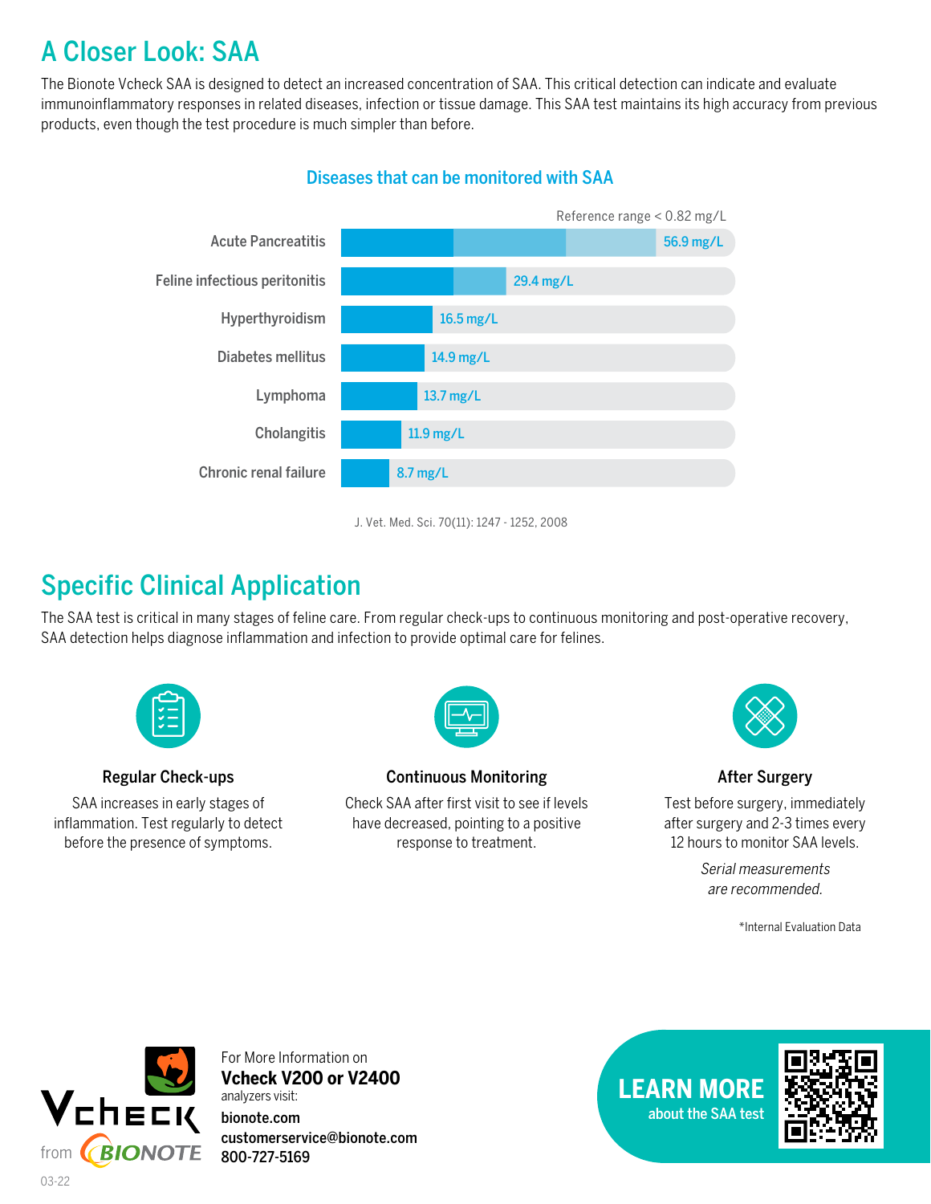# A Closer Look: SAA

The Bionote Vcheck SAA is designed to detect an increased concentration of SAA. This critical detection can indicate and evaluate immunoinflammatory responses in related diseases, infection or tissue damage. This SAA test maintains its high accuracy from previous products, even though the test procedure is much simpler than before.

### Diseases that can be monitored with SAA

Reference range < 0.82 mg/L

Acute Pancreatitis
56.9 mg/L

Feline infectious peritonitis
29.4 mg/L

Hyperthyroidism
16.5 mg/L

Diabetes mellitus
14.9 mg/L

Lymphoma
13.7 mg/L

Cholangitis
11.9 mg/L

Chronic renal failure
8.7 mg/L

J. Vet. Med. Sci. 70(11): 1247 - 1252, 2008

# Specific Clinical Application

The SAA test is critical in many stages of feline care. From regular check-ups to continuous monitoring and post-operative recovery, SAA detection helps diagnose inflammation and infection to provide optimal care for felines.

### Regular Check-ups

SAA increases in early stages of inflammation. Test regularly to detect before the presence of symptoms.

### Continuous Monitoring

Check SAA after first visit to see if levels have decreased, pointing to a positive response to treatment.

### After Surgery

Test before surgery, immediately after surgery and 2-3 times every 12 hours to monitor SAA levels.

*Serial measurements are recommended.*

*Internal Evaluation Data

Vcheck from BIONOTE

For More Information on
**Vcheck V200 or V2400**
analyzers visit:
**bionote.com**
**customerservice@bionote.com**
**800-727-5169**

**LEARN MORE**
about the SAA test

03-22